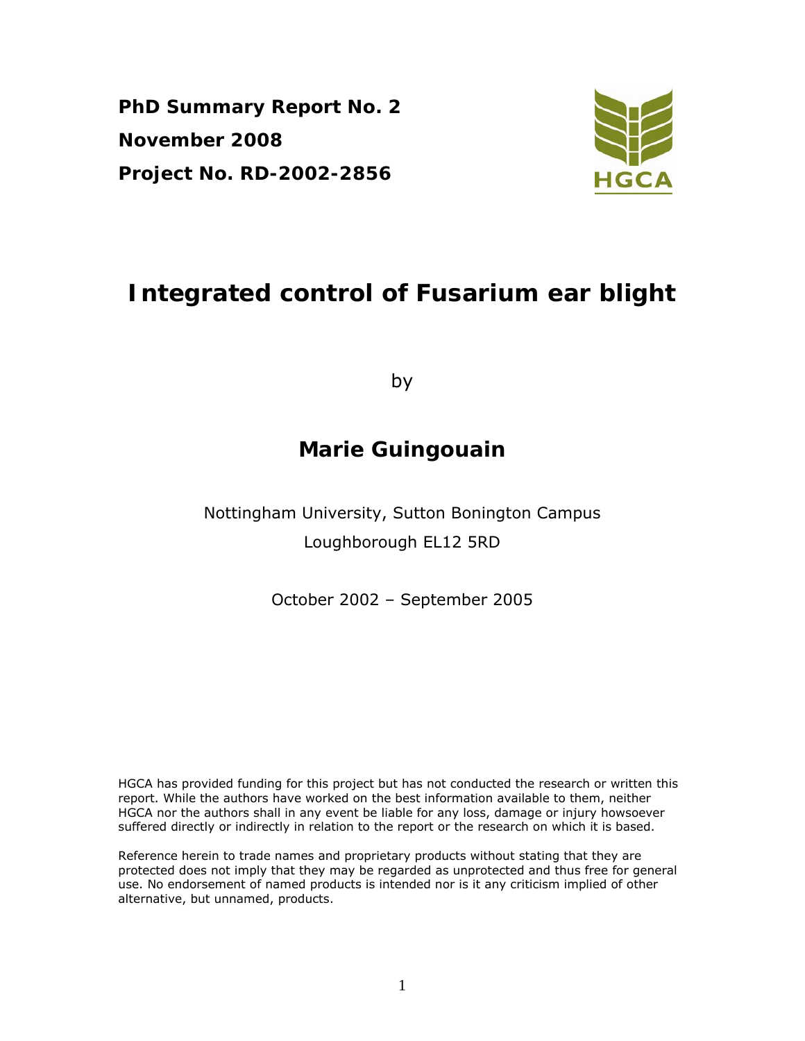**PhD Summary Report No. 2**

**November 2008**

**Project No. RD-2002-2856**

HGCA

# Integrated control of Fusarium ear blight

by

## Marie Guingouain

Nottingham University, Sutton Bonington Campus

Loughborough EL12 5RD

October 2002 – September 2005

HGCA has provided funding for this project but has not conducted the research or written this report. While the authors have worked on the best information available to them, neither HGCA nor the authors shall in any event be liable for any loss, damage or injury howsoever suffered directly or indirectly in relation to the report or the research on which it is based.

Reference herein to trade names and proprietary products without stating that they are protected does not imply that they may be regarded as unprotected and thus free for general use. No endorsement of named products is intended nor is it any criticism implied of other alternative, but unnamed, products.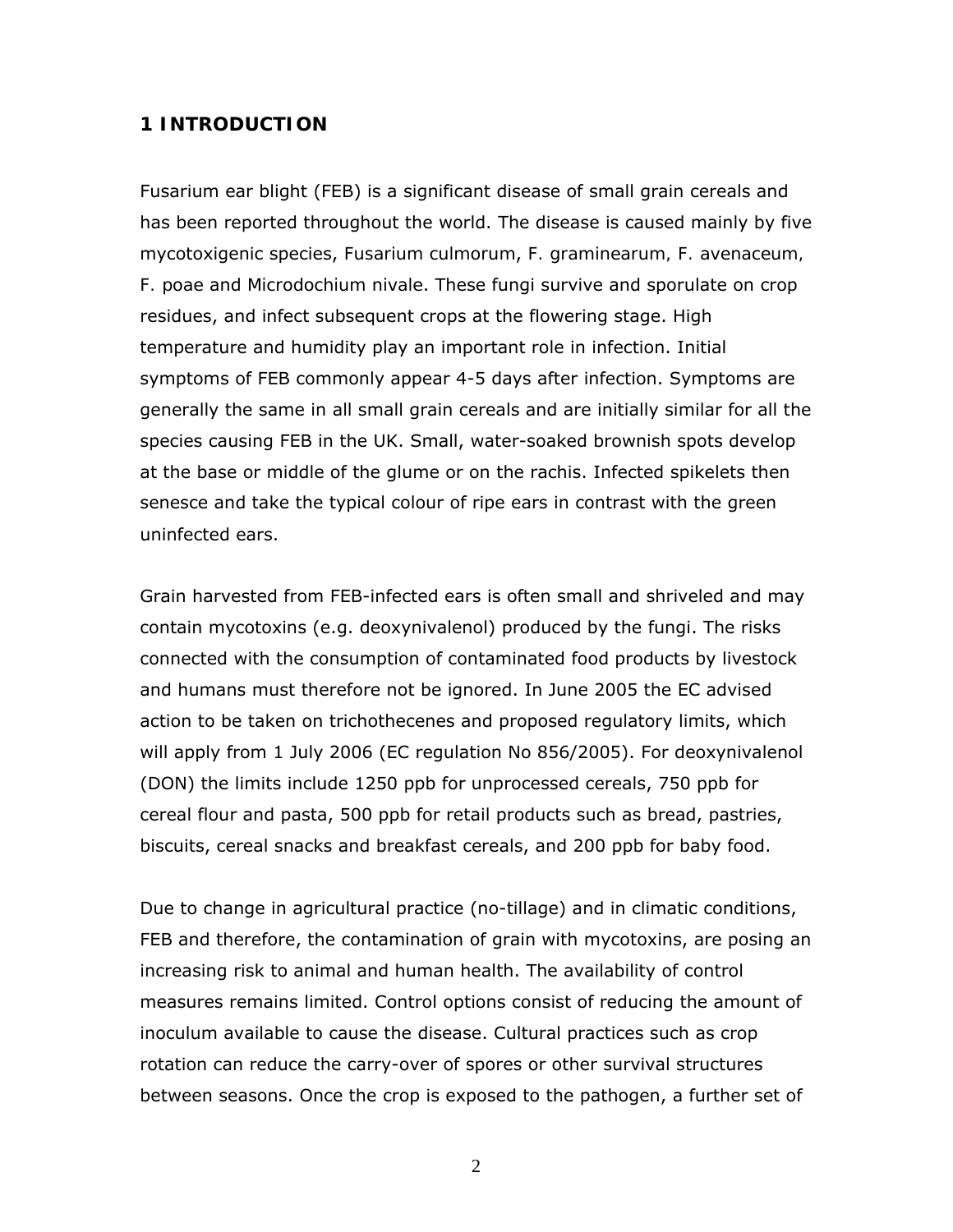## 1 INTRODUCTION

Fusarium ear blight (FEB) is a significant disease of small grain cereals and has been reported throughout the world. The disease is caused mainly by five mycotoxigenic species, Fusarium culmorum, F. graminearum, F. avenaceum, F. poae and Microdochium nivale. These fungi survive and sporulate on crop residues, and infect subsequent crops at the flowering stage. High temperature and humidity play an important role in infection. Initial symptoms of FEB commonly appear 4-5 days after infection. Symptoms are generally the same in all small grain cereals and are initially similar for all the species causing FEB in the UK. Small, water-soaked brownish spots develop at the base or middle of the glume or on the rachis. Infected spikelets then senesce and take the typical colour of ripe ears in contrast with the green uninfected ears.

Grain harvested from FEB-infected ears is often small and shriveled and may contain mycotoxins (e.g. deoxynivalenol) produced by the fungi. The risks connected with the consumption of contaminated food products by livestock and humans must therefore not be ignored. In June 2005 the EC advised action to be taken on trichothecenes and proposed regulatory limits, which will apply from 1 July 2006 (EC regulation No 856/2005). For deoxynivalenol (DON) the limits include 1250 ppb for unprocessed cereals, 750 ppb for cereal flour and pasta, 500 ppb for retail products such as bread, pastries, biscuits, cereal snacks and breakfast cereals, and 200 ppb for baby food.

Due to change in agricultural practice (no-tillage) and in climatic conditions, FEB and therefore, the contamination of grain with mycotoxins, are posing an increasing risk to animal and human health. The availability of control measures remains limited. Control options consist of reducing the amount of inoculum available to cause the disease. Cultural practices such as crop rotation can reduce the carry-over of spores or other survival structures between seasons. Once the crop is exposed to the pathogen, a further set of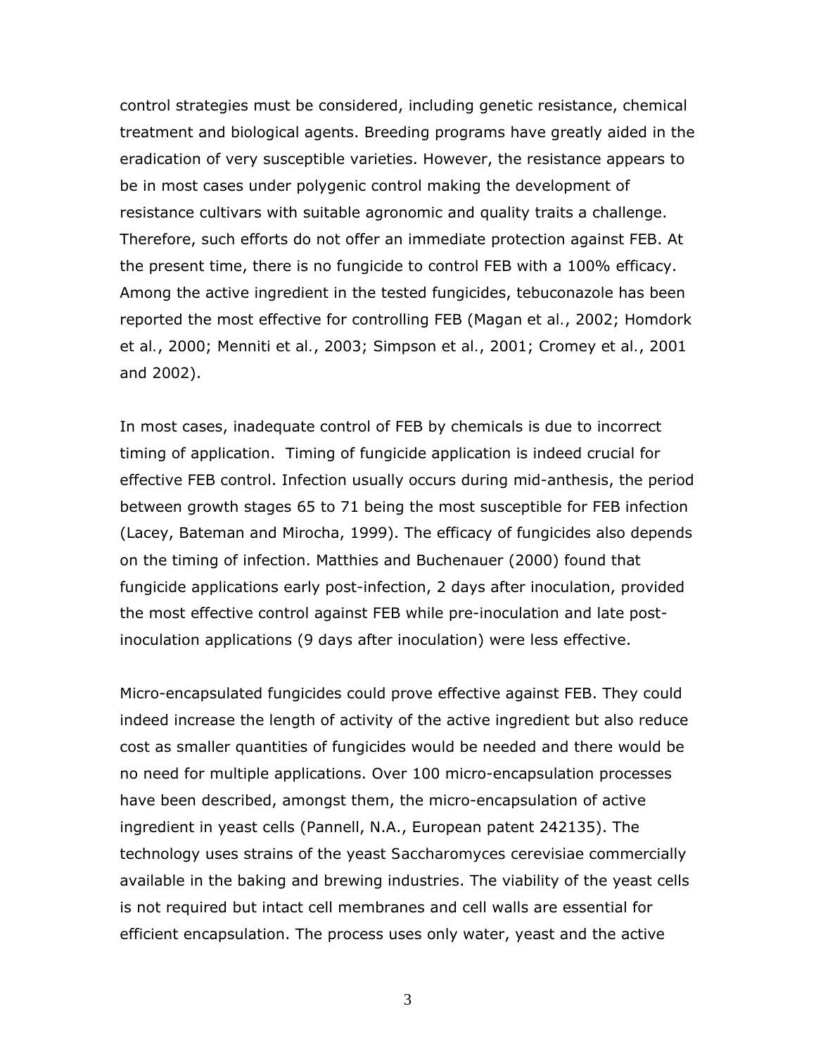control strategies must be considered, including genetic resistance, chemical treatment and biological agents. Breeding programs have greatly aided in the eradication of very susceptible varieties. However, the resistance appears to be in most cases under polygenic control making the development of resistance cultivars with suitable agronomic and quality traits a challenge. Therefore, such efforts do not offer an immediate protection against FEB. At the present time, there is no fungicide to control FEB with a 100% efficacy. Among the active ingredient in the tested fungicides, tebuconazole has been reported the most effective for controlling FEB (Magan et al., 2002; Homdork et al., 2000; Menniti et al., 2003; Simpson et al., 2001; Cromey et al., 2001 and 2002).

In most cases, inadequate control of FEB by chemicals is due to incorrect timing of application. Timing of fungicide application is indeed crucial for effective FEB control. Infection usually occurs during mid-anthesis, the period between growth stages 65 to 71 being the most susceptible for FEB infection (Lacey, Bateman and Mirocha, 1999). The efficacy of fungicides also depends on the timing of infection. Matthies and Buchenauer (2000) found that fungicide applications early post-infection, 2 days after inoculation, provided the most effective control against FEB while pre-inoculation and late post-inoculation applications (9 days after inoculation) were less effective.

Micro-encapsulated fungicides could prove effective against FEB. They could indeed increase the length of activity of the active ingredient but also reduce cost as smaller quantities of fungicides would be needed and there would be no need for multiple applications. Over 100 micro-encapsulation processes have been described, amongst them, the micro-encapsulation of active ingredient in yeast cells (Pannell, N.A., European patent 242135). The technology uses strains of the yeast Saccharomyces cerevisiae commercially available in the baking and brewing industries. The viability of the yeast cells is not required but intact cell membranes and cell walls are essential for efficient encapsulation. The process uses only water, yeast and the active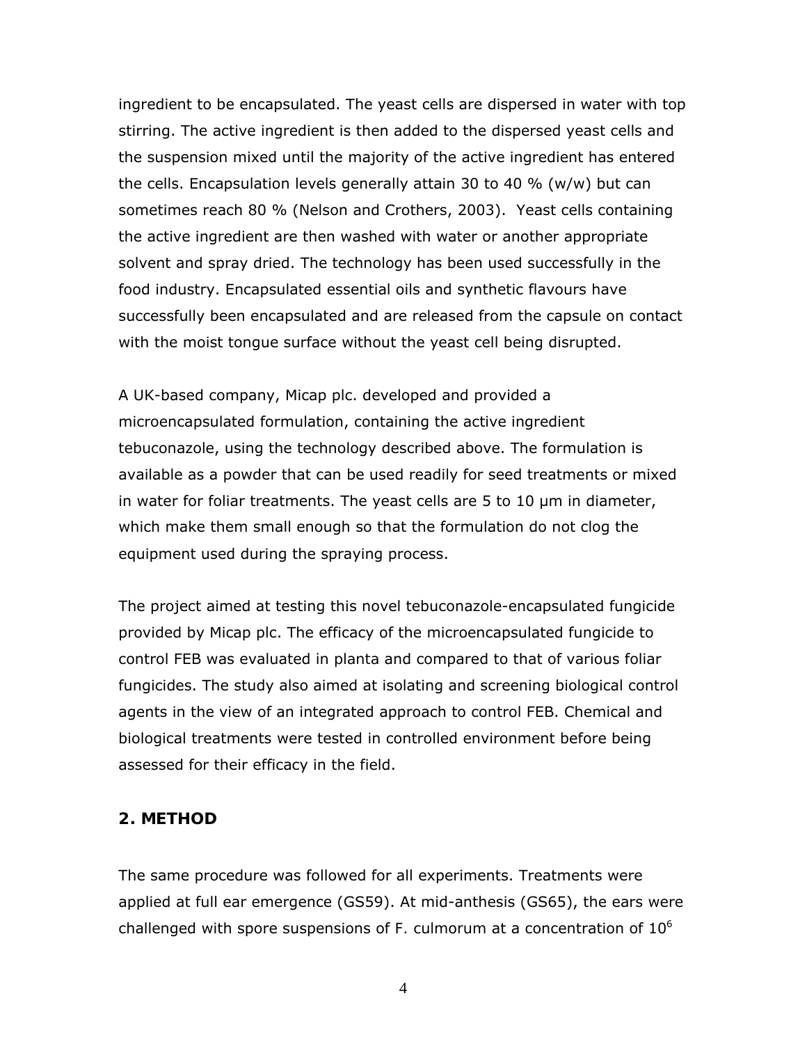ingredient to be encapsulated. The yeast cells are dispersed in water with top stirring. The active ingredient is then added to the dispersed yeast cells and the suspension mixed until the majority of the active ingredient has entered the cells. Encapsulation levels generally attain 30 to 40 % (w/w) but can sometimes reach 80 % (Nelson and Crothers, 2003). Yeast cells containing the active ingredient are then washed with water or another appropriate solvent and spray dried. The technology has been used successfully in the food industry. Encapsulated essential oils and synthetic flavours have successfully been encapsulated and are released from the capsule on contact with the moist tongue surface without the yeast cell being disrupted.

A UK-based company, Micap plc. developed and provided a microencapsulated formulation, containing the active ingredient tebuconazole, using the technology described above. The formulation is available as a powder that can be used readily for seed treatments or mixed in water for foliar treatments. The yeast cells are 5 to 10 µm in diameter, which make them small enough so that the formulation do not clog the equipment used during the spraying process.

The project aimed at testing this novel tebuconazole-encapsulated fungicide provided by Micap plc. The efficacy of the microencapsulated fungicide to control FEB was evaluated in planta and compared to that of various foliar fungicides. The study also aimed at isolating and screening biological control agents in the view of an integrated approach to control FEB. Chemical and biological treatments were tested in controlled environment before being assessed for their efficacy in the field.

## 2. METHOD

The same procedure was followed for all experiments. Treatments were applied at full ear emergence (GS59). At mid-anthesis (GS65), the ears were challenged with spore suspensions of F. culmorum at a concentration of $10^6$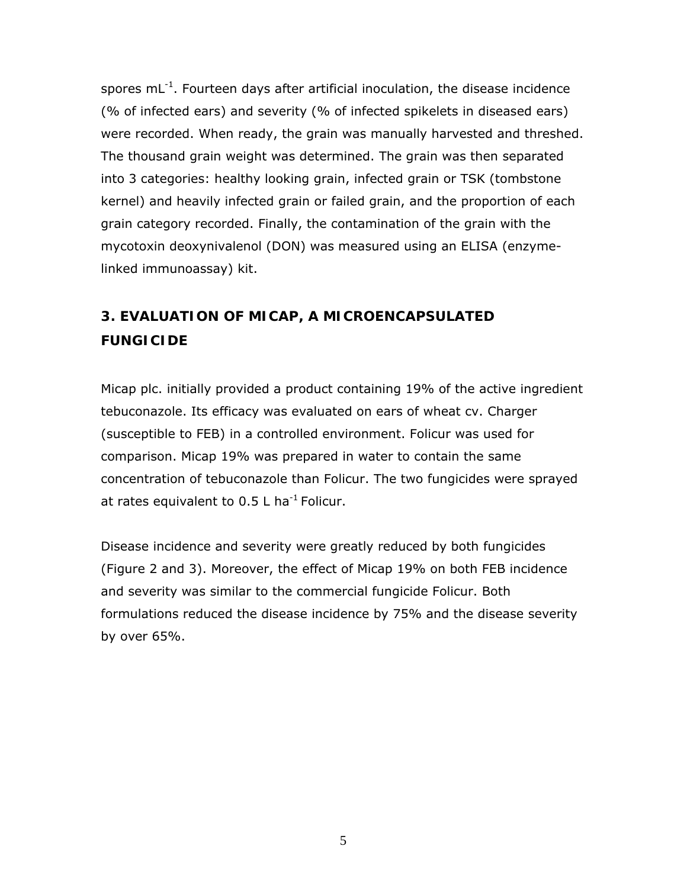spores $mL^{-1}$. Fourteen days after artificial inoculation, the disease incidence (% of infected ears) and severity (% of infected spikelets in diseased ears) were recorded. When ready, the grain was manually harvested and threshed. The thousand grain weight was determined. The grain was then separated into 3 categories: healthy looking grain, infected grain or TSK (tombstone kernel) and heavily infected grain or failed grain, and the proportion of each grain category recorded. Finally, the contamination of the grain with the mycotoxin deoxynivalenol (DON) was measured using an ELISA (enzyme-linked immunoassay) kit.

## 3. EVALUATION OF MICAP, A MICROENCAPSULATED FUNGICIDE

Micap plc. initially provided a product containing 19% of the active ingredient tebuconazole. Its efficacy was evaluated on ears of wheat cv. Charger (susceptible to FEB) in a controlled environment. Folicur was used for comparison. Micap 19% was prepared in water to contain the same concentration of tebuconazole than Folicur. The two fungicides were sprayed at rates equivalent to 0.5 L $ha^{-1}$ Folicur.

Disease incidence and severity were greatly reduced by both fungicides (Figure 2 and 3). Moreover, the effect of Micap 19% on both FEB incidence and severity was similar to the commercial fungicide Folicur. Both formulations reduced the disease incidence by 75% and the disease severity by over 65%.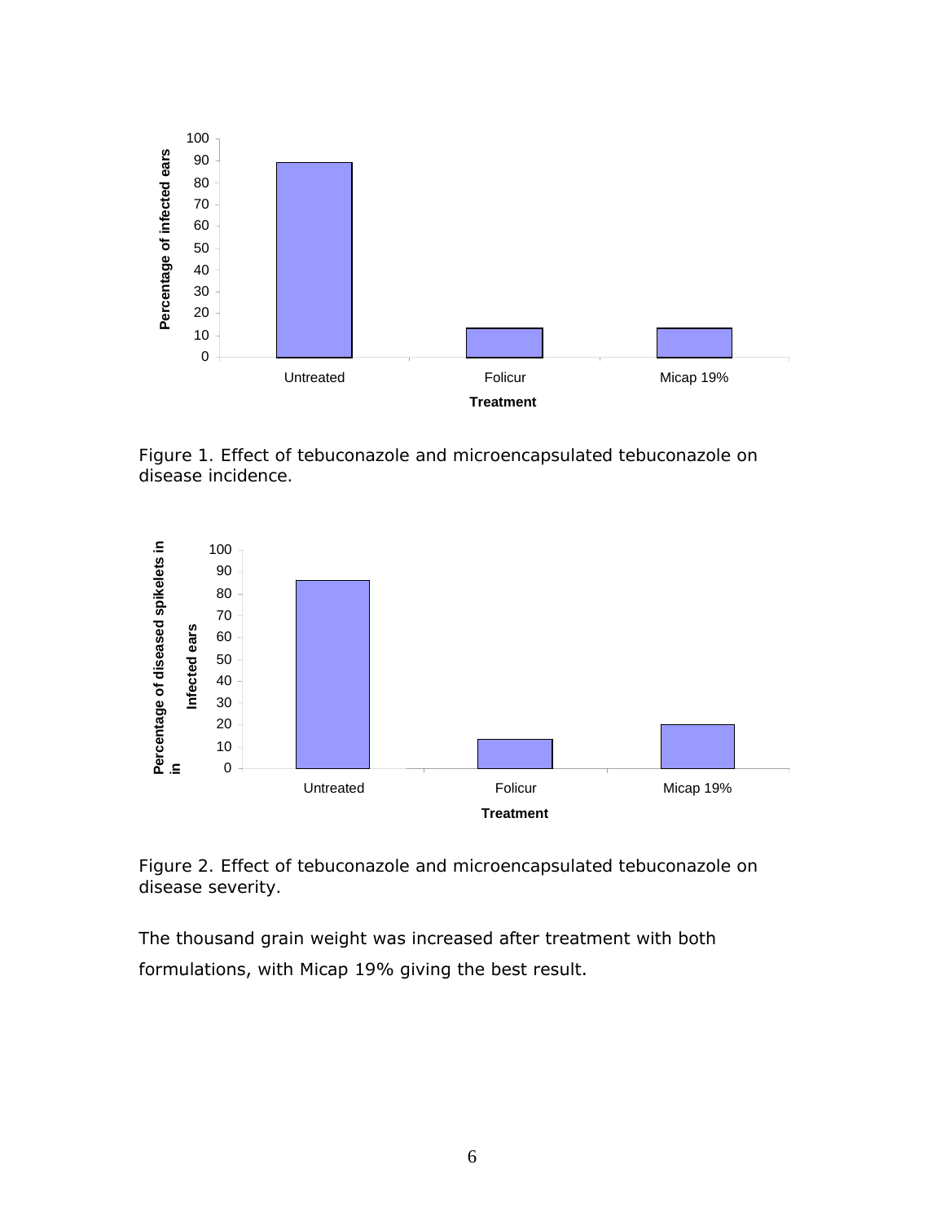Figure 1. Effect of tebuconazole and microencapsulated tebuconazole on disease incidence.

Figure 2. Effect of tebuconazole and microencapsulated tebuconazole on disease severity.

The thousand grain weight was increased after treatment with both formulations, with Micap 19% giving the best result.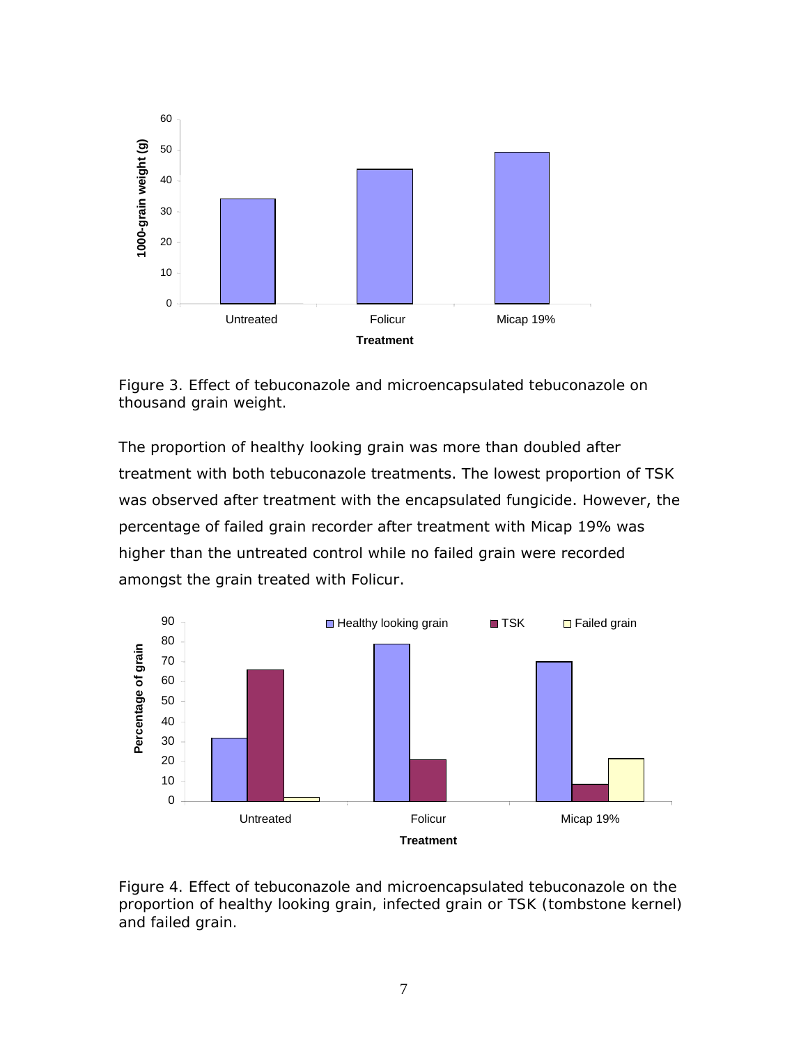Figure 3. Effect of tebuconazole and microencapsulated tebuconazole on thousand grain weight.

The proportion of healthy looking grain was more than doubled after treatment with both tebuconazole treatments. The lowest proportion of TSK was observed after treatment with the encapsulated fungicide. However, the percentage of failed grain recorder after treatment with Micap 19% was higher than the untreated control while no failed grain were recorded amongst the grain treated with Folicur.

Figure 4. Effect of tebuconazole and microencapsulated tebuconazole on the proportion of healthy looking grain, infected grain or TSK (tombstone kernel) and failed grain.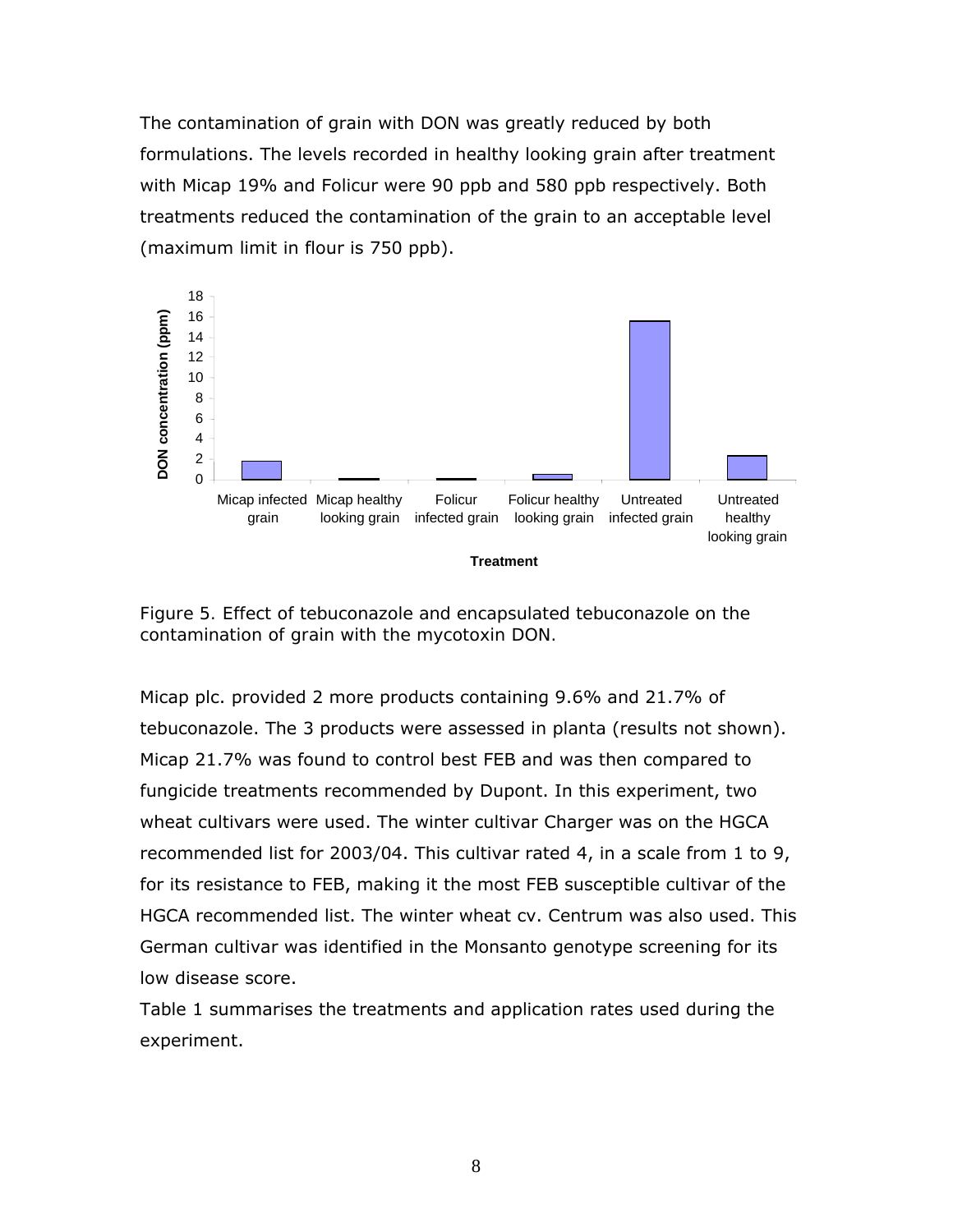The contamination of grain with DON was greatly reduced by both formulations. The levels recorded in healthy looking grain after treatment with Micap 19% and Folicur were 90 ppb and 580 ppb respectively. Both treatments reduced the contamination of the grain to an acceptable level (maximum limit in flour is 750 ppb).

Figure 5. Effect of tebuconazole and encapsulated tebuconazole on the contamination of grain with the mycotoxin DON.

Micap plc. provided 2 more products containing 9.6% and 21.7% of tebuconazole. The 3 products were assessed in planta (results not shown). Micap 21.7% was found to control best FEB and was then compared to fungicide treatments recommended by Dupont. In this experiment, two wheat cultivars were used. The winter cultivar Charger was on the HGCA recommended list for 2003/04. This cultivar rated 4, in a scale from 1 to 9, for its resistance to FEB, making it the most FEB susceptible cultivar of the HGCA recommended list. The winter wheat cv. Centrum was also used. This German cultivar was identified in the Monsanto genotype screening for its low disease score.

Table 1 summarises the treatments and application rates used during the experiment.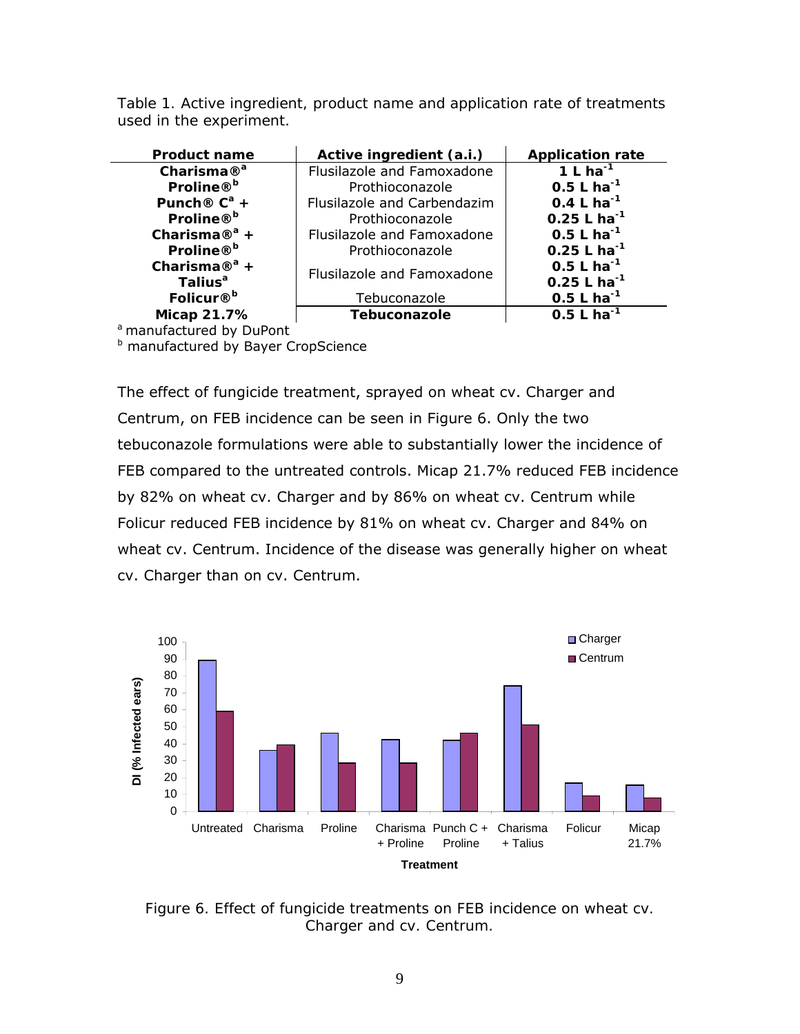Table 1. Active ingredient, product name and application rate of treatments used in the experiment.

| Product name | Active ingredient (a.i.) | Application rate |
|---|---|---|
| **Charisma®[a]** | Flusilazole and Famoxadone | **1 L ha$^{-1}$** |
| **Proline®[b]** | Prothioconazole | **0.5 L ha$^{-1}$** |
| **Punch® C[a] +** | Flusilazole and Carbendazim | **0.4 L ha$^{-1}$** |
| **Proline®[b]** | Prothioconazole | **0.25 L ha$^{-1}$** |
| **Charisma®[a] +** | Flusilazole and Famoxadone | **0.5 L ha$^{-1}$** |
| **Proline®[b]** | Prothioconazole | **0.25 L ha$^{-1}$** |
| **Charisma®[a] +** | Flusilazole and Famoxadone | **0.5 L ha$^{-1}$** |
| **Talius[a]** | | **0.25 L ha$^{-1}$** |
| **Folicur®[b]** | Tebuconazole | **0.5 L ha$^{-1}$** |
| **Micap 21.7%** | **Tebuconazole** | **0.5 L ha$^{-1}$** |

[a] manufactured by DuPont
[b] manufactured by Bayer CropScience

The effect of fungicide treatment, sprayed on wheat cv. Charger and Centrum, on FEB incidence can be seen in Figure 6. Only the two tebuconazole formulations were able to substantially lower the incidence of FEB compared to the untreated controls. Micap 21.7% reduced FEB incidence by 82% on wheat cv. Charger and by 86% on wheat cv. Centrum while Folicur reduced FEB incidence by 81% on wheat cv. Charger and 84% on wheat cv. Centrum. Incidence of the disease was generally higher on wheat cv. Charger than on cv. Centrum.

Figure 6. Effect of fungicide treatments on FEB incidence on wheat cv. Charger and cv. Centrum.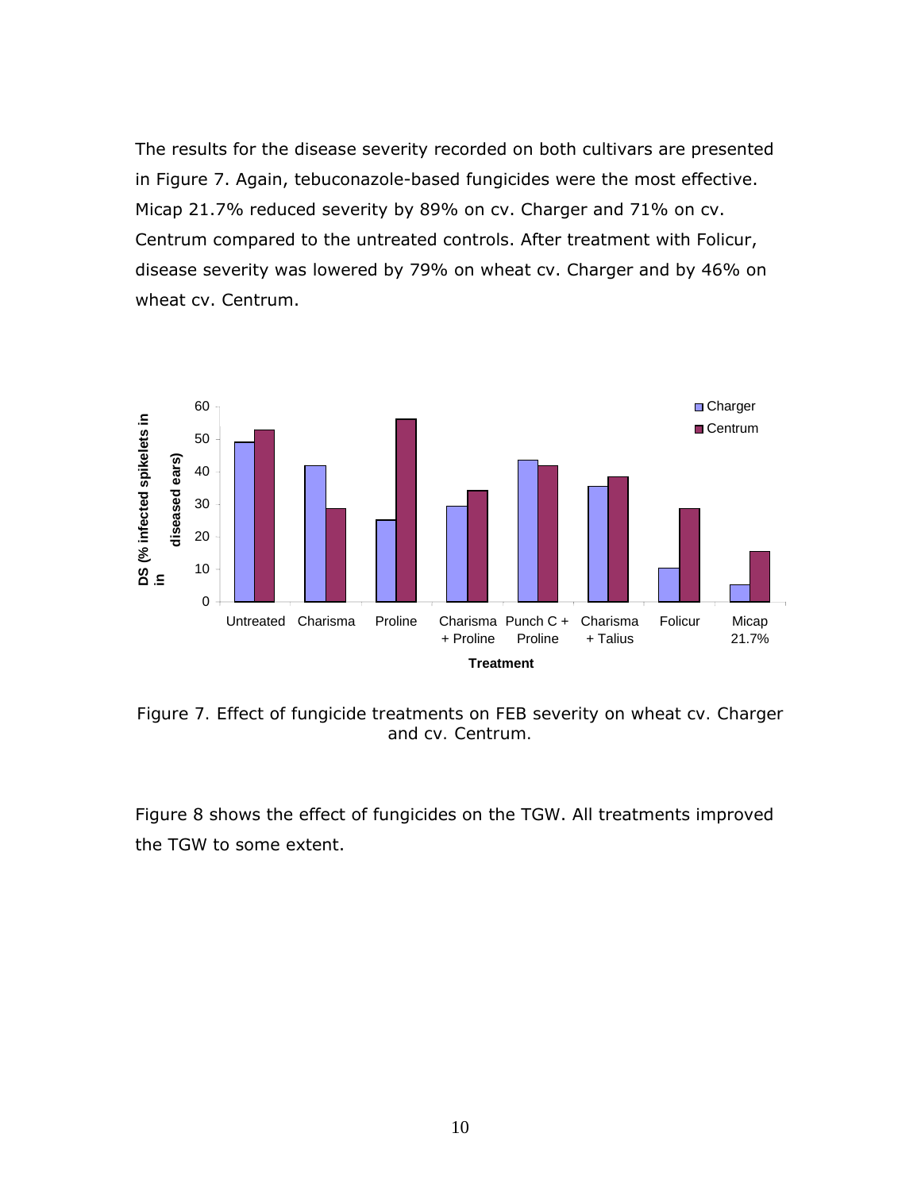The results for the disease severity recorded on both cultivars are presented in Figure 7. Again, tebuconazole-based fungicides were the most effective. Micap 21.7% reduced severity by 89% on cv. Charger and 71% on cv. Centrum compared to the untreated controls. After treatment with Folicur, disease severity was lowered by 79% on wheat cv. Charger and by 46% on wheat cv. Centrum.

Figure 7. Effect of fungicide treatments on FEB severity on wheat cv. Charger and cv. Centrum.

Figure 8 shows the effect of fungicides on the TGW. All treatments improved the TGW to some extent.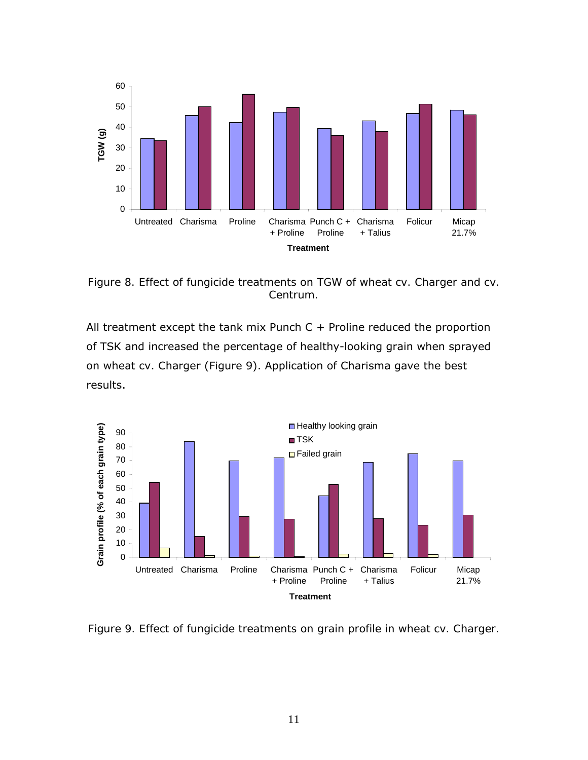Figure 8. Effect of fungicide treatments on TGW of wheat cv. Charger and cv. Centrum.

All treatment except the tank mix Punch C + Proline reduced the proportion of TSK and increased the percentage of healthy-looking grain when sprayed on wheat cv. Charger (Figure 9). Application of Charisma gave the best results.

Figure 9. Effect of fungicide treatments on grain profile in wheat cv. Charger.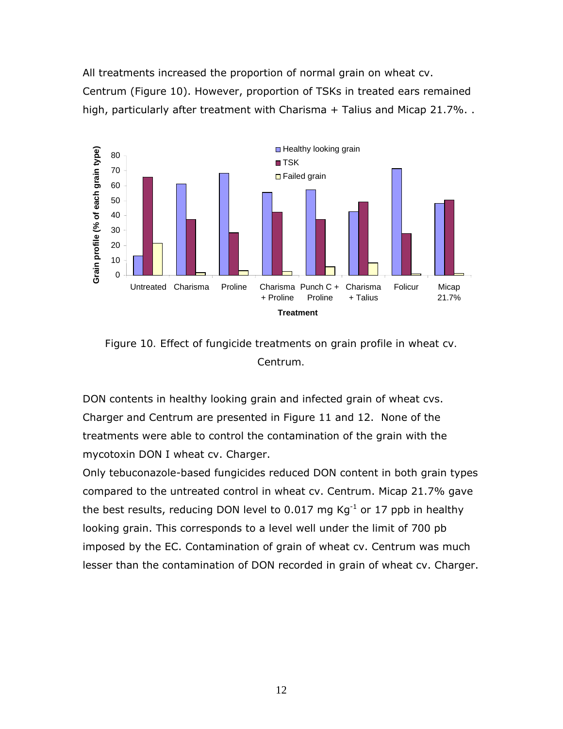All treatments increased the proportion of normal grain on wheat cv. Centrum (Figure 10). However, proportion of TSKs in treated ears remained high, particularly after treatment with Charisma + Talius and Micap 21.7%. .

Figure 10. Effect of fungicide treatments on grain profile in wheat cv. Centrum.

DON contents in healthy looking grain and infected grain of wheat cvs. Charger and Centrum are presented in Figure 11 and 12. None of the treatments were able to control the contamination of the grain with the mycotoxin DON I wheat cv. Charger.

Only tebuconazole-based fungicides reduced DON content in both grain types compared to the untreated control in wheat cv. Centrum. Micap 21.7% gave the best results, reducing DON level to 0.017 mg $Kg^{-1}$ or 17 ppb in healthy looking grain. This corresponds to a level well under the limit of 700 pb imposed by the EC. Contamination of grain of wheat cv. Centrum was much lesser than the contamination of DON recorded in grain of wheat cv. Charger.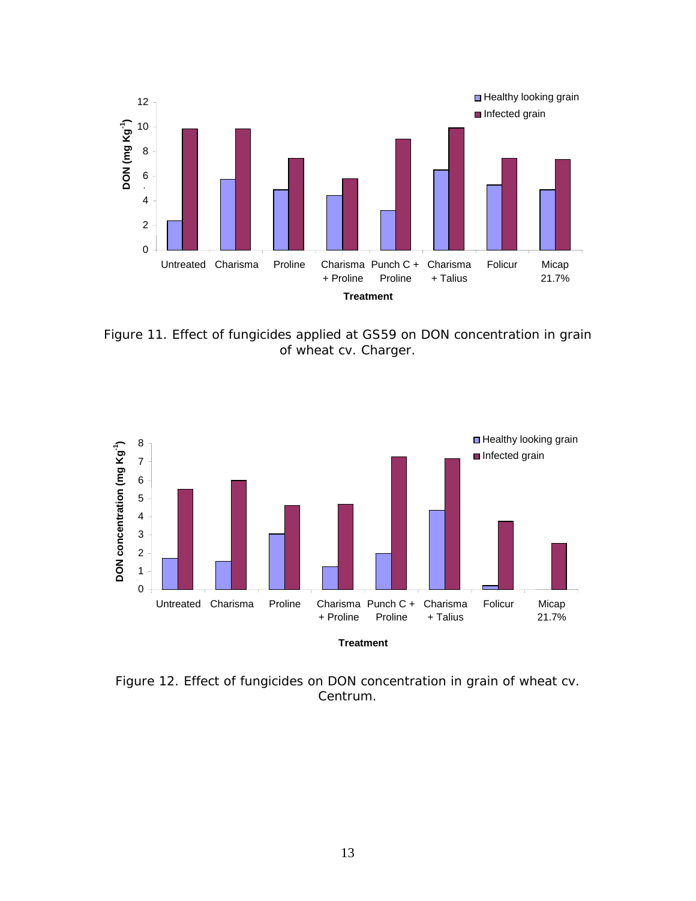Figure 11. Effect of fungicides applied at GS59 on DON concentration in grain of wheat cv. Charger.

Figure 12. Effect of fungicides on DON concentration in grain of wheat cv. Centrum.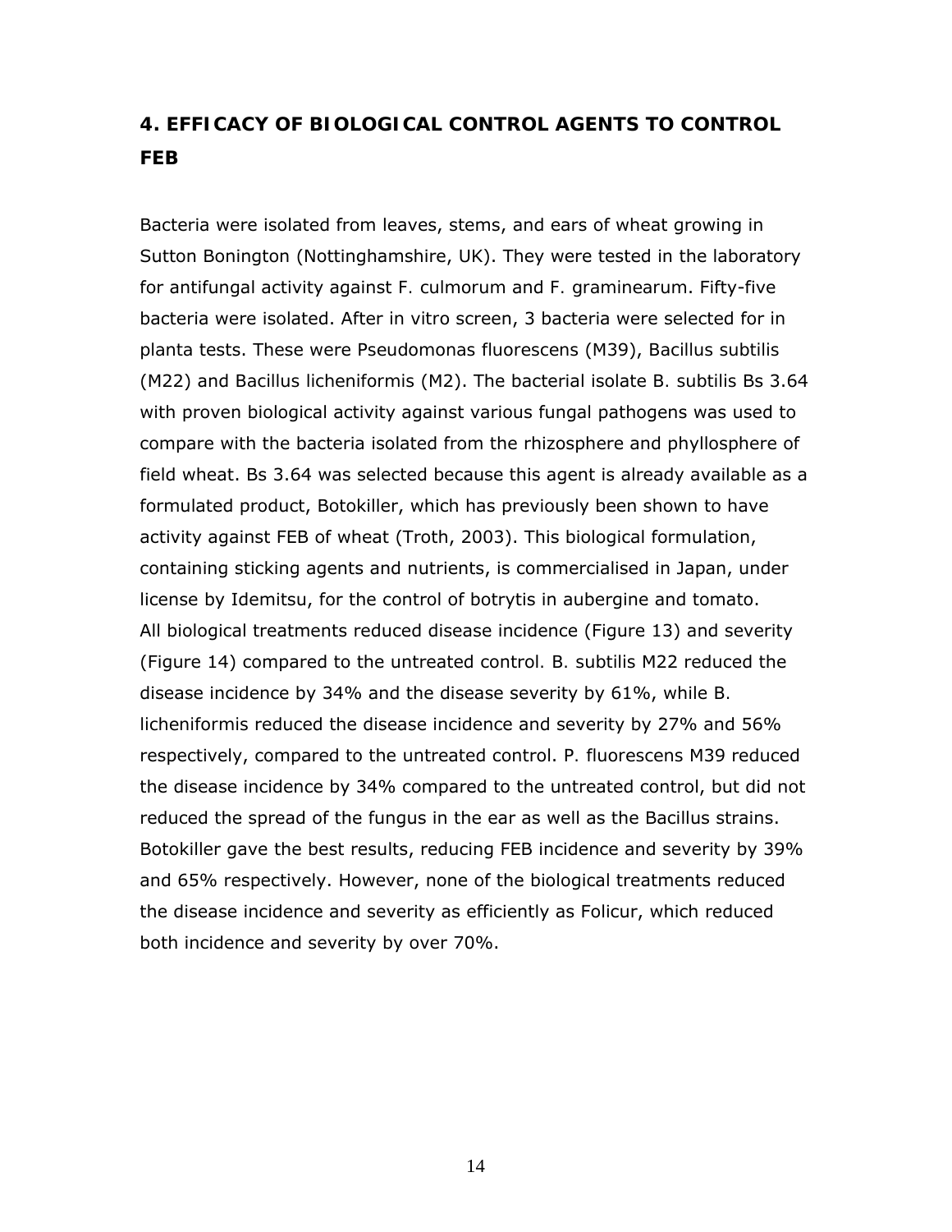## 4. EFFICACY OF BIOLOGICAL CONTROL AGENTS TO CONTROL FEB

Bacteria were isolated from leaves, stems, and ears of wheat growing in Sutton Bonington (Nottinghamshire, UK). They were tested in the laboratory for antifungal activity against F. culmorum and F. graminearum. Fifty-five bacteria were isolated. After in vitro screen, 3 bacteria were selected for in planta tests. These were Pseudomonas fluorescens (M39), Bacillus subtilis (M22) and Bacillus licheniformis (M2). The bacterial isolate B. subtilis Bs 3.64 with proven biological activity against various fungal pathogens was used to compare with the bacteria isolated from the rhizosphere and phyllosphere of field wheat. Bs 3.64 was selected because this agent is already available as a formulated product, Botokiller, which has previously been shown to have activity against FEB of wheat (Troth, 2003). This biological formulation, containing sticking agents and nutrients, is commercialised in Japan, under license by Idemitsu, for the control of botrytis in aubergine and tomato.
All biological treatments reduced disease incidence (Figure 13) and severity (Figure 14) compared to the untreated control. B. subtilis M22 reduced the disease incidence by 34% and the disease severity by 61%, while B. licheniformis reduced the disease incidence and severity by 27% and 56% respectively, compared to the untreated control. P. fluorescens M39 reduced the disease incidence by 34% compared to the untreated control, but did not reduced the spread of the fungus in the ear as well as the Bacillus strains. Botokiller gave the best results, reducing FEB incidence and severity by 39% and 65% respectively. However, none of the biological treatments reduced the disease incidence and severity as efficiently as Folicur, which reduced both incidence and severity by over 70%.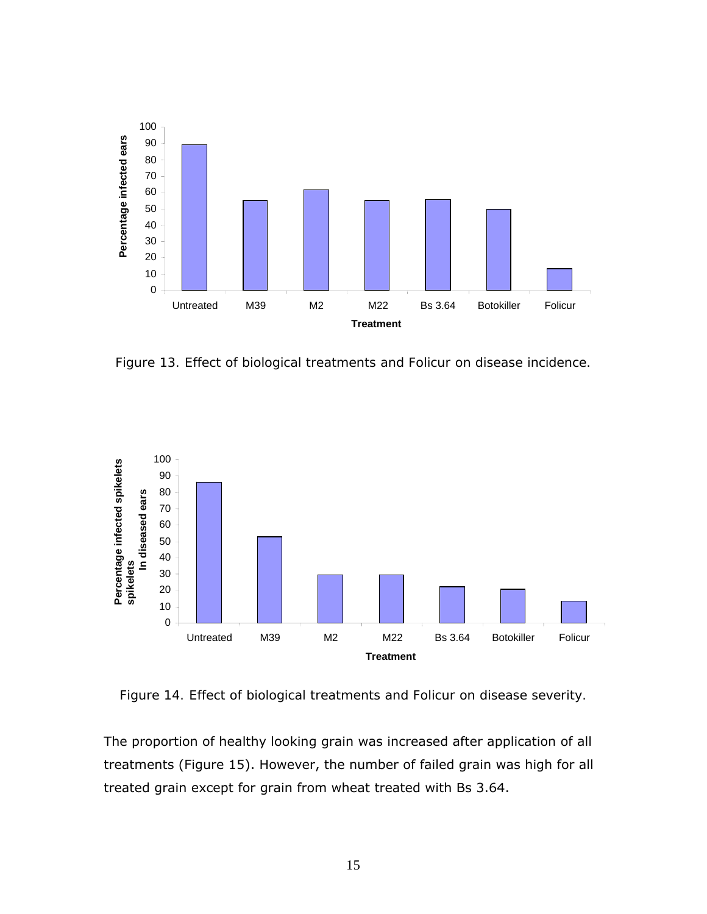Figure 13. Effect of biological treatments and Folicur on disease incidence.

Figure 14. Effect of biological treatments and Folicur on disease severity.

The proportion of healthy looking grain was increased after application of all treatments (Figure 15). However, the number of failed grain was high for all treated grain except for grain from wheat treated with Bs 3.64.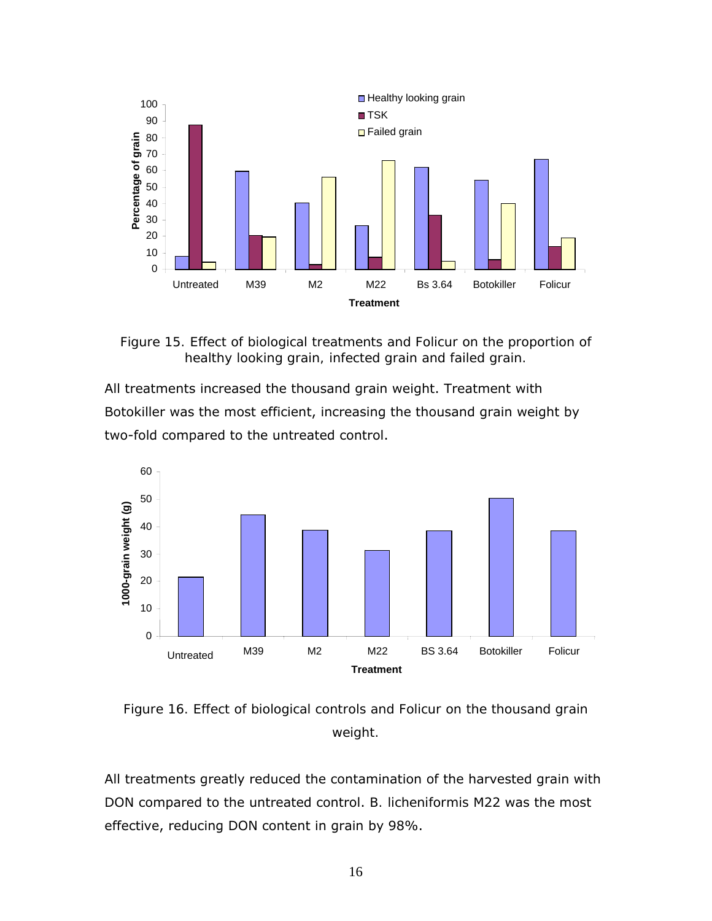Figure 15. Effect of biological treatments and Folicur on the proportion of healthy looking grain, infected grain and failed grain.

All treatments increased the thousand grain weight. Treatment with Botokiller was the most efficient, increasing the thousand grain weight by two-fold compared to the untreated control.

Figure 16. Effect of biological controls and Folicur on the thousand grain weight.

All treatments greatly reduced the contamination of the harvested grain with DON compared to the untreated control. B. licheniformis M22 was the most effective, reducing DON content in grain by 98%.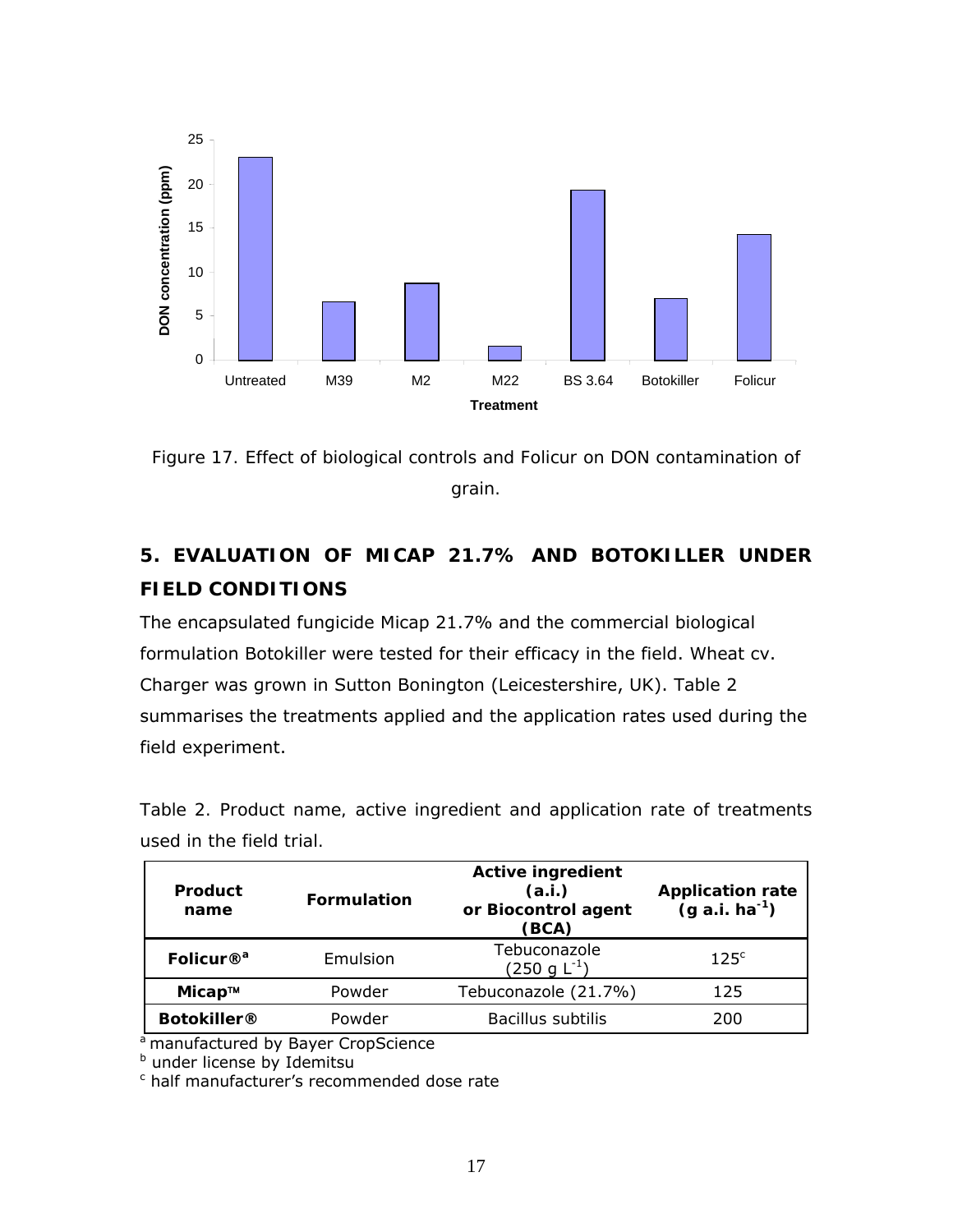Figure 17. Effect of biological controls and Folicur on DON contamination of grain.

## 5. EVALUATION OF MICAP 21.7% AND BOTOKILLER UNDER FIELD CONDITIONS

The encapsulated fungicide Micap 21.7% and the commercial biological formulation Botokiller were tested for their efficacy in the field. Wheat cv. Charger was grown in Sutton Bonington (Leicestershire, UK). Table 2 summarises the treatments applied and the application rates used during the field experiment.

Table 2. Product name, active ingredient and application rate of treatments used in the field trial.

| Product name | Formulation | Active ingredient (a.i.) or Biocontrol agent (BCA) | Application rate (g a.i. $ha^{-1}$) |
|---|---|---|---|
| **Folicur®[a]** | Emulsion | Tebuconazole (250 g $L^{-1}$) | 125[c] |
| **Micap™** | Powder | Tebuconazole (21.7%) | 125 |
| **Botokiller®** | Powder | Bacillus subtilis | 200 |

[a] manufactured by Bayer CropScience
[b] under license by Idemitsu
[c] half manufacturer's recommended dose rate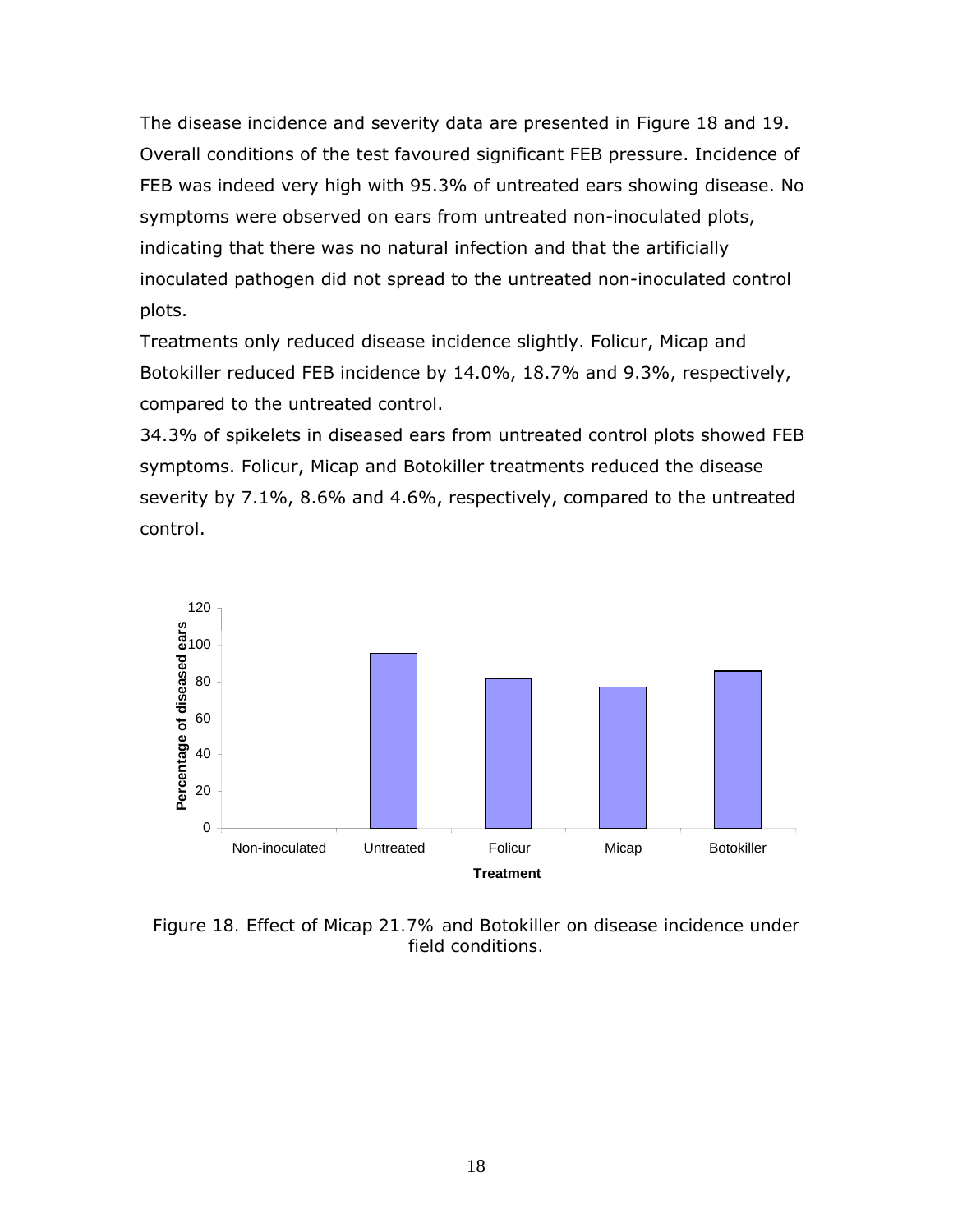The disease incidence and severity data are presented in Figure 18 and 19. Overall conditions of the test favoured significant FEB pressure. Incidence of FEB was indeed very high with 95.3% of untreated ears showing disease. No symptoms were observed on ears from untreated non-inoculated plots, indicating that there was no natural infection and that the artificially inoculated pathogen did not spread to the untreated non-inoculated control plots.

Treatments only reduced disease incidence slightly. Folicur, Micap and Botokiller reduced FEB incidence by 14.0%, 18.7% and 9.3%, respectively, compared to the untreated control.

34.3% of spikelets in diseased ears from untreated control plots showed FEB symptoms. Folicur, Micap and Botokiller treatments reduced the disease severity by 7.1%, 8.6% and 4.6%, respectively, compared to the untreated control.

Figure 18. Effect of Micap 21.7% and Botokiller on disease incidence under field conditions.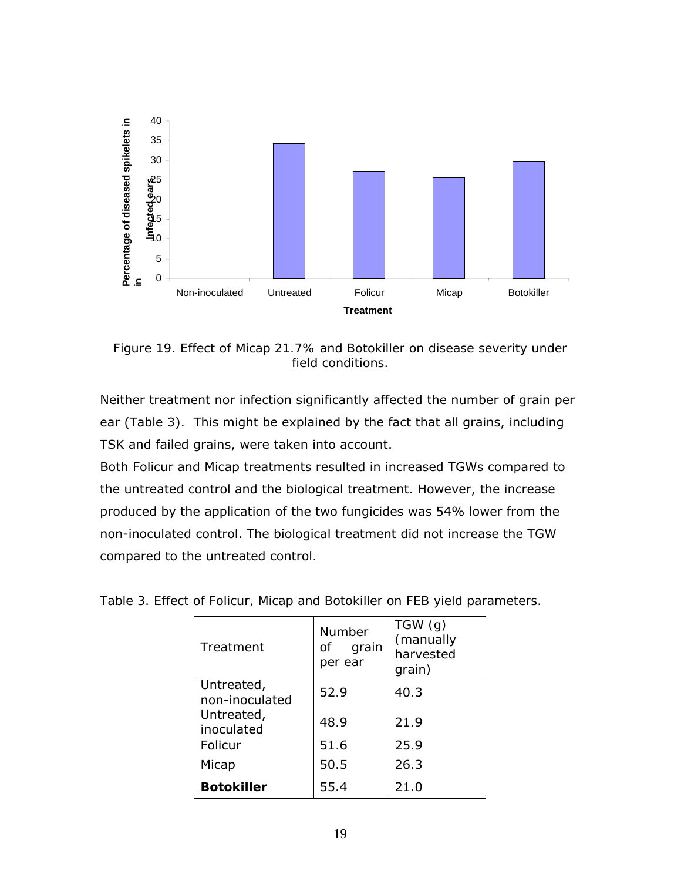Figure 19. Effect of Micap 21.7% and Botokiller on disease severity under field conditions.

Neither treatment nor infection significantly affected the number of grain per ear (Table 3). This might be explained by the fact that all grains, including TSK and failed grains, were taken into account.

Both Folicur and Micap treatments resulted in increased TGWs compared to the untreated control and the biological treatment. However, the increase produced by the application of the two fungicides was 54% lower from the non-inoculated control. The biological treatment did not increase the TGW compared to the untreated control.

Table 3. Effect of Folicur, Micap and Botokiller on FEB yield parameters.

| Treatment | Number of grain per ear | TGW (g) (manually harvested grain) |
|---|---|---|
| Untreated, non-inoculated | 52.9 | 40.3 |
| Untreated, inoculated | 48.9 | 21.9 |
| Folicur | 51.6 | 25.9 |
| Micap | 50.5 | 26.3 |
| **Botokiller** | 55.4 | 21.0 |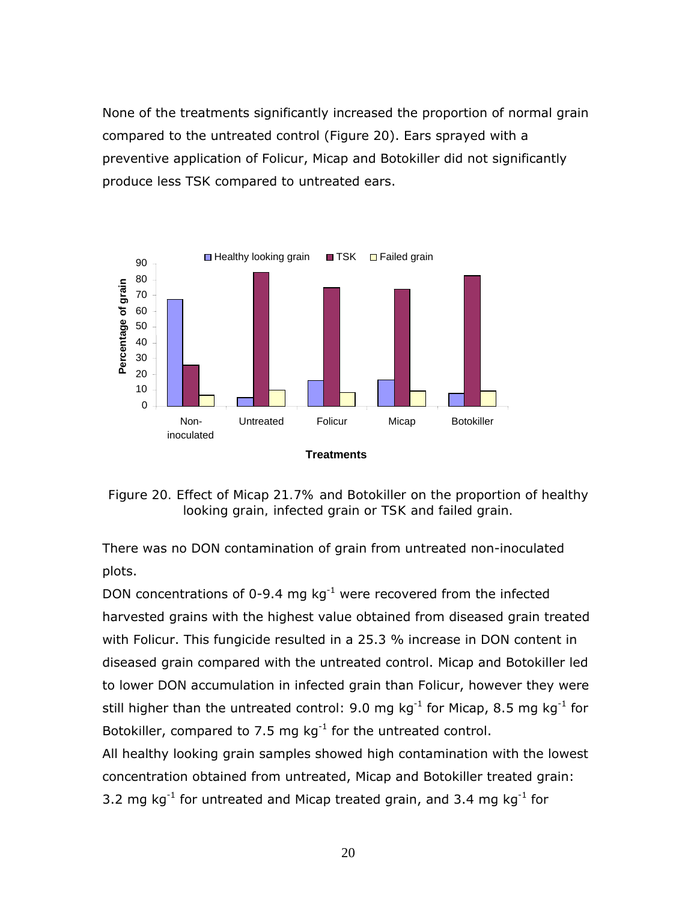None of the treatments significantly increased the proportion of normal grain compared to the untreated control (Figure 20). Ears sprayed with a preventive application of Folicur, Micap and Botokiller did not significantly produce less TSK compared to untreated ears.

Figure 20. Effect of Micap 21.7% and Botokiller on the proportion of healthy looking grain, infected grain or TSK and failed grain.

There was no DON contamination of grain from untreated non-inoculated plots.

DON concentrations of 0-9.4 mg $kg^{-1}$ were recovered from the infected harvested grains with the highest value obtained from diseased grain treated with Folicur. This fungicide resulted in a 25.3 % increase in DON content in diseased grain compared with the untreated control. Micap and Botokiller led to lower DON accumulation in infected grain than Folicur, however they were still higher than the untreated control: 9.0 mg $kg^{-1}$ for Micap, 8.5 mg $kg^{-1}$ for Botokiller, compared to 7.5 mg $kg^{-1}$ for the untreated control.

All healthy looking grain samples showed high contamination with the lowest concentration obtained from untreated, Micap and Botokiller treated grain: 3.2 mg $kg^{-1}$ for untreated and Micap treated grain, and 3.4 mg $kg^{-1}$ for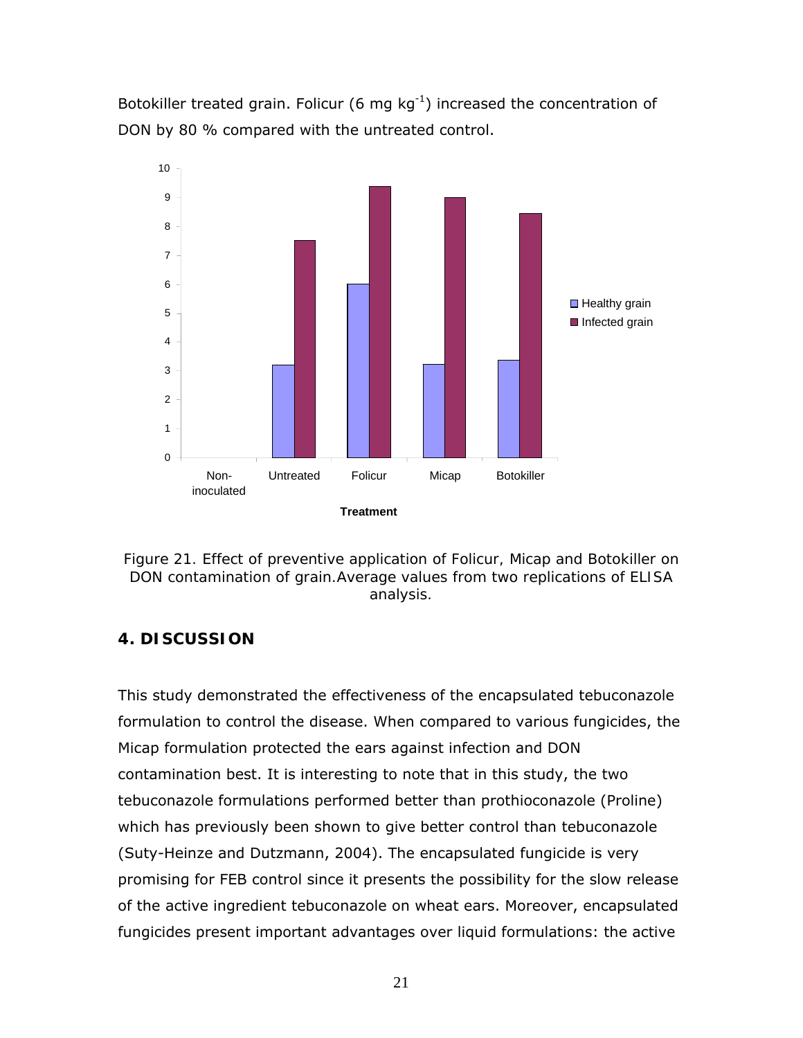Botokiller treated grain. Folicur (6 mg $kg^{-1}$) increased the concentration of DON by 80 % compared with the untreated control.

Figure 21. Effect of preventive application of Folicur, Micap and Botokiller on DON contamination of grain.Average values from two replications of ELISA analysis.

## 4. DISCUSSION

This study demonstrated the effectiveness of the encapsulated tebuconazole formulation to control the disease. When compared to various fungicides, the Micap formulation protected the ears against infection and DON contamination best. It is interesting to note that in this study, the two tebuconazole formulations performed better than prothioconazole (Proline) which has previously been shown to give better control than tebuconazole (Suty-Heinze and Dutzmann, 2004). The encapsulated fungicide is very promising for FEB control since it presents the possibility for the slow release of the active ingredient tebuconazole on wheat ears. Moreover, encapsulated fungicides present important advantages over liquid formulations: the active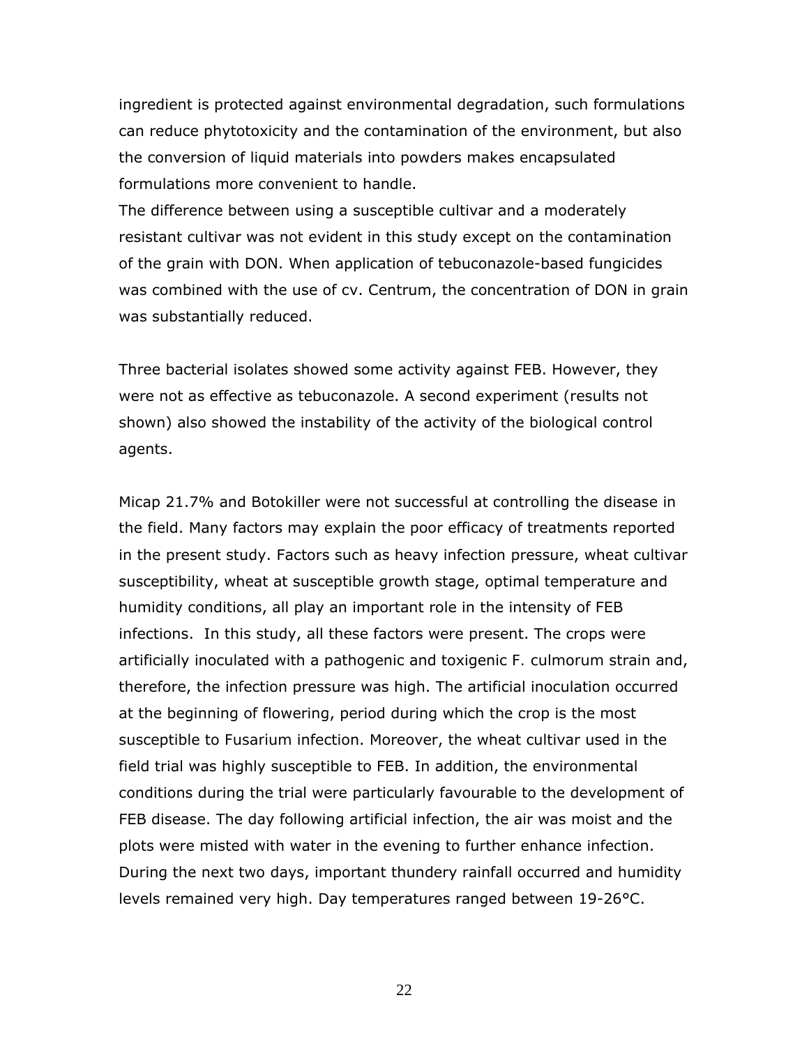ingredient is protected against environmental degradation, such formulations can reduce phytotoxicity and the contamination of the environment, but also the conversion of liquid materials into powders makes encapsulated formulations more convenient to handle.
The difference between using a susceptible cultivar and a moderately resistant cultivar was not evident in this study except on the contamination of the grain with DON. When application of tebuconazole-based fungicides was combined with the use of cv. Centrum, the concentration of DON in grain was substantially reduced.

Three bacterial isolates showed some activity against FEB. However, they were not as effective as tebuconazole. A second experiment (results not shown) also showed the instability of the activity of the biological control agents.

Micap 21.7% and Botokiller were not successful at controlling the disease in the field. Many factors may explain the poor efficacy of treatments reported in the present study. Factors such as heavy infection pressure, wheat cultivar susceptibility, wheat at susceptible growth stage, optimal temperature and humidity conditions, all play an important role in the intensity of FEB infections. In this study, all these factors were present. The crops were artificially inoculated with a pathogenic and toxigenic F. culmorum strain and, therefore, the infection pressure was high. The artificial inoculation occurred at the beginning of flowering, period during which the crop is the most susceptible to Fusarium infection. Moreover, the wheat cultivar used in the field trial was highly susceptible to FEB. In addition, the environmental conditions during the trial were particularly favourable to the development of FEB disease. The day following artificial infection, the air was moist and the plots were misted with water in the evening to further enhance infection. During the next two days, important thundery rainfall occurred and humidity levels remained very high. Day temperatures ranged between 19-26°C.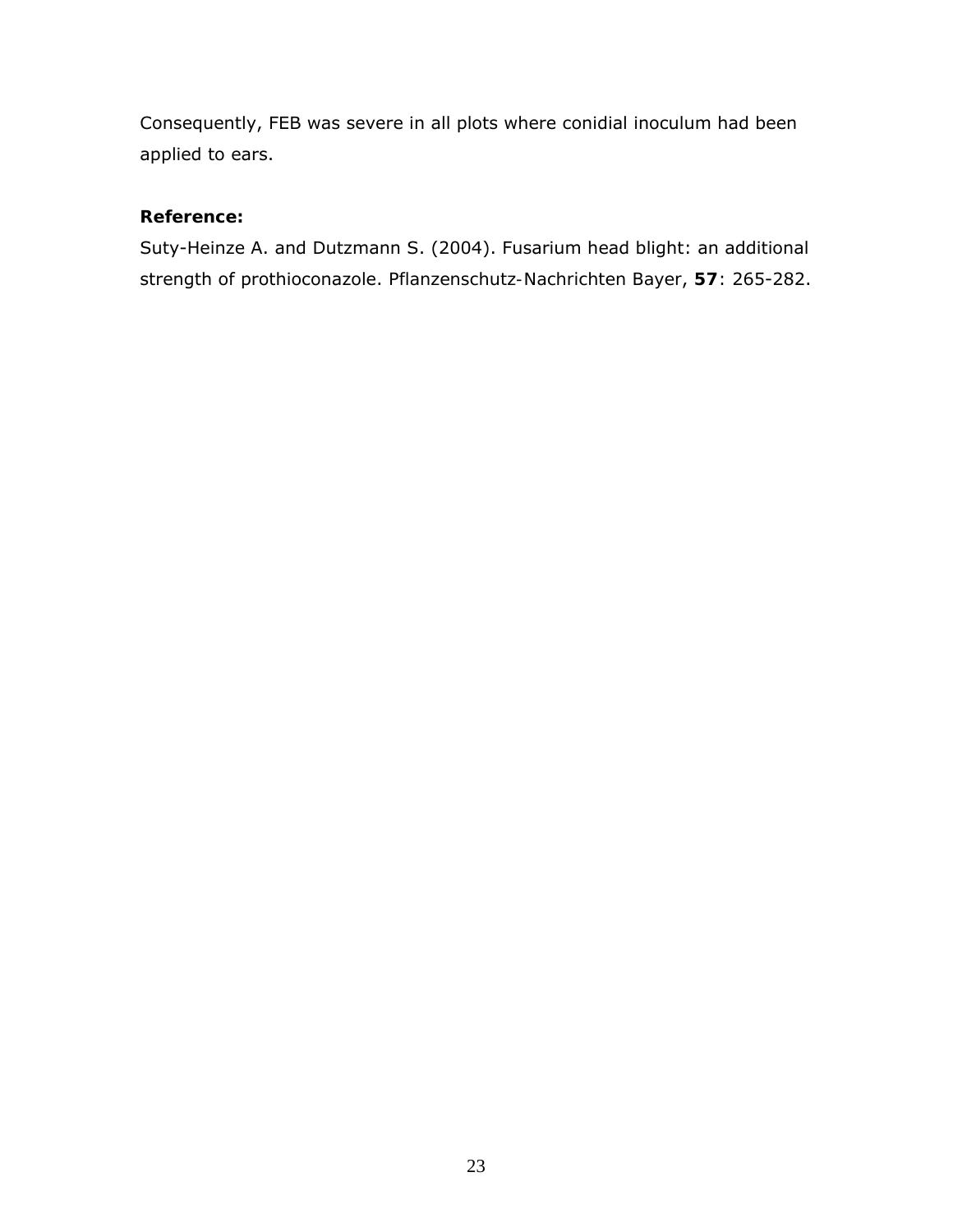Consequently, FEB was severe in all plots where conidial inoculum had been applied to ears.

**Reference:**

Suty-Heinze A. and Dutzmann S. (2004). Fusarium head blight: an additional strength of prothioconazole. Pflanzenschutz-Nachrichten Bayer, **57**: 265-282.